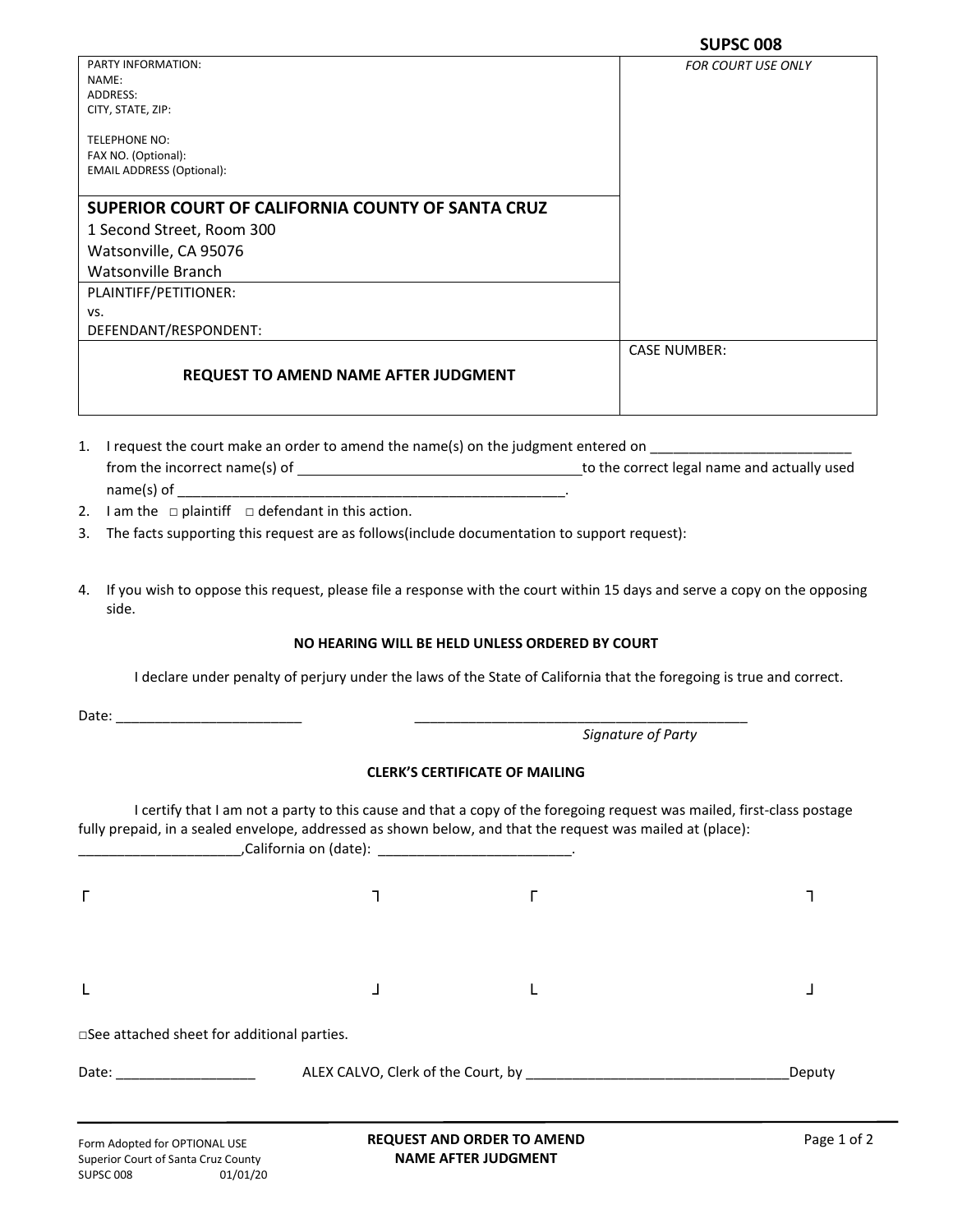**SUPSC 008**

| PARTY INFORMATION:<br>NAME:<br>ADDRESS:<br>CITY, STATE, ZIP:<br><br>TELEPHONE NO:<br>FAX NO. (Optional):<br>EMAIL ADDRESS (Optional): | *FOR COURT USE ONLY* |
|---|---|
| **SUPERIOR COURT OF CALIFORNIA COUNTY OF SANTA CRUZ**<br>1 Second Street, Room 300<br>Watsonville, CA 95076<br>Watsonville Branch | |
| PLAINTIFF/PETITIONER:<br>vs.<br>DEFENDANT/RESPONDENT: | |
| **REQUEST TO AMEND NAME AFTER JUDGMENT** | CASE NUMBER: |

1. I request the court make an order to amend the name(s) on the judgment entered on __________________________ from the incorrect name(s) of ____________________________________ to the correct legal name and actually used name(s) of ___________________________________________________.
2. I am the □ plaintiff □ defendant in this action.
3. The facts supporting this request are as follows(include documentation to support request):

4. If you wish to oppose this request, please file a response with the court within 15 days and serve a copy on the opposing side.

**NO HEARING WILL BE HELD UNLESS ORDERED BY COURT**

I declare under penalty of perjury under the laws of the State of California that the foregoing is true and correct.

Date: ________________________ ____________________________________________

*Signature of Party*

**CLERK'S CERTIFICATE OF MAILING**

I certify that I am not a party to this cause and that a copy of the foregoing request was mailed, first-class postage fully prepaid, in a sealed envelope, addressed as shown below, and that the request was mailed at (place): _____________________,California on (date): _________________________.

□See attached sheet for additional parties.

Date: _________________ ALEX CALVO, Clerk of the Court, by __________________________________Deputy

Form Adopted for OPTIONAL USE
Superior Court of Santa Cruz County
SUPSC 008 01/01/20

**REQUEST AND ORDER TO AMEND NAME AFTER JUDGMENT**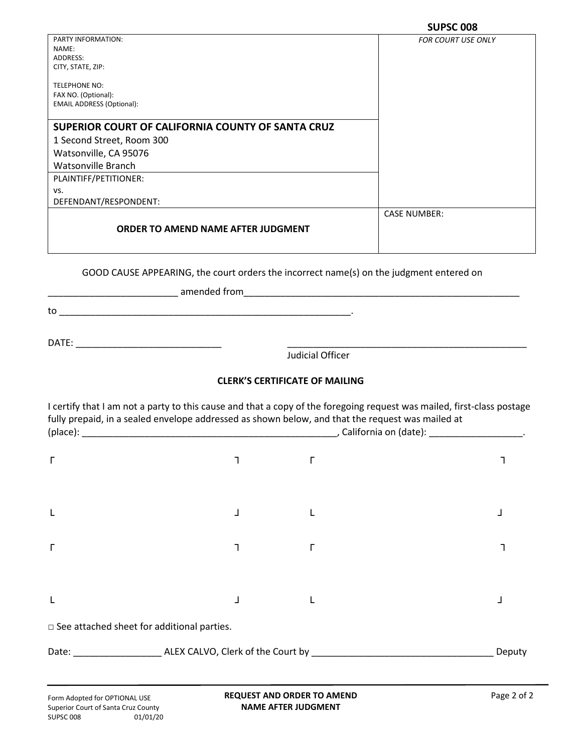SUPSC 008

| | |
|---|---|
| PARTY INFORMATION:<br>NAME:<br>ADDRESS:<br>CITY, STATE, ZIP:<br><br>TELEPHONE NO:<br>FAX NO. (Optional):<br>EMAIL ADDRESS (Optional): | *FOR COURT USE ONLY* |
| **SUPERIOR COURT OF CALIFORNIA COUNTY OF SANTA CRUZ**<br>1 Second Street, Room 300<br>Watsonville, CA 95076<br>Watsonville Branch | |
| PLAINTIFF/PETITIONER:<br>vs.<br>DEFENDANT/RESPONDENT: | |
| **ORDER TO AMEND NAME AFTER JUDGMENT** | CASE NUMBER: |

GOOD CAUSE APPEARING, the court orders the incorrect name(s) on the judgment entered on

_________________________ amended from_____________________________________________________

to ________________________________________________________.

DATE: ___________________________ _______________________________________________
Judicial Officer

## CLERK'S CERTIFICATE OF MAILING

I certify that I am not a party to this cause and that a copy of the foregoing request was mailed, first-class postage fully prepaid, in a sealed envelope addressed as shown below, and that the request was mailed at (place): _________________________________________________, California on (date): _________________.

☐ See attached sheet for additional parties.

Date: ________________ ALEX CALVO, Clerk of the Court by __________________________________ Deputy

Form Adopted for OPTIONAL USE
Superior Court of Santa Cruz County
SUPSC 008 01/01/20

**REQUEST AND ORDER TO AMEND NAME AFTER JUDGMENT**